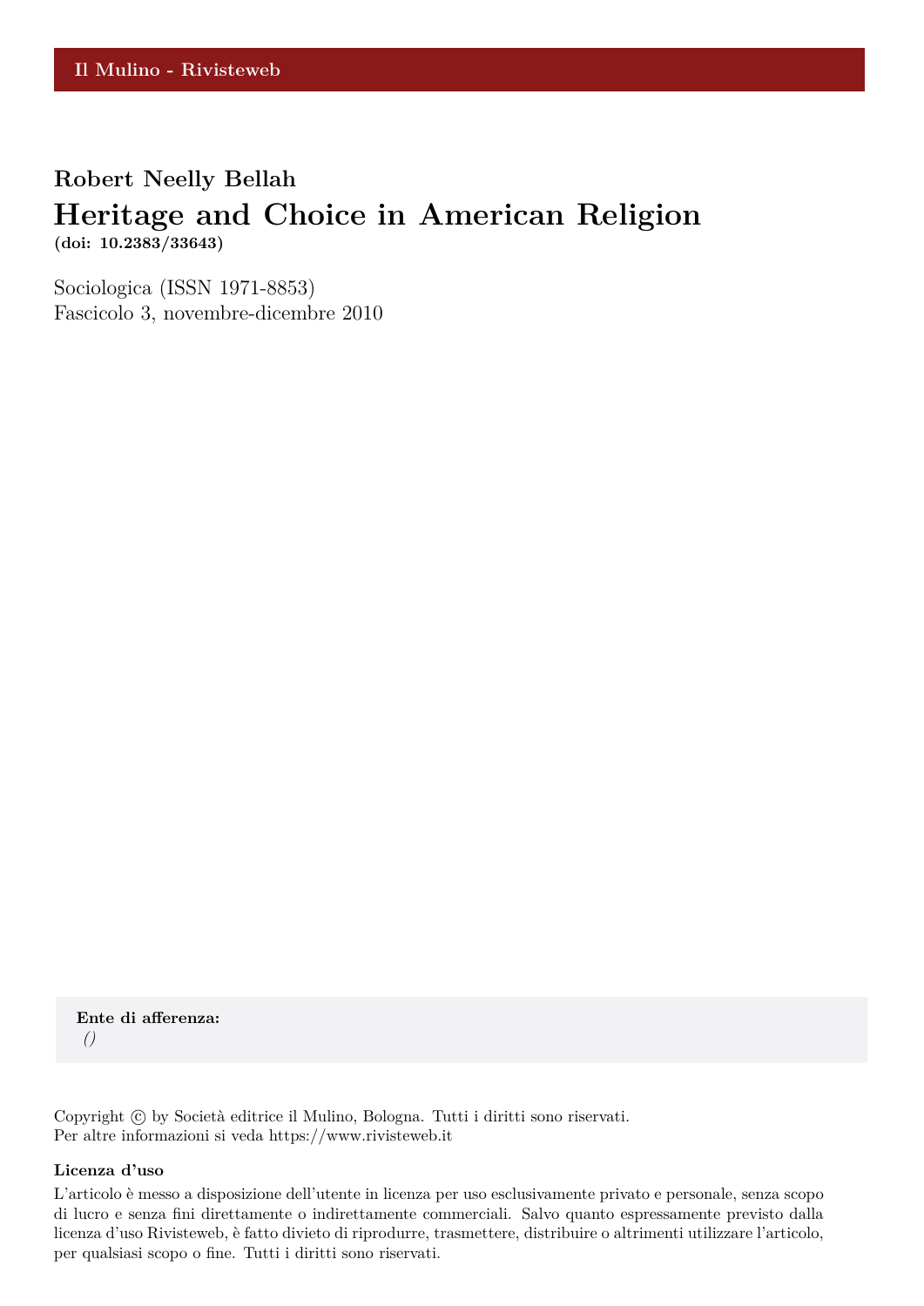Il Mulino - Rivisteweb

**Robert Neelly Bellah**

# Heritage and Choice in American Religion

**(doi: 10.2383/33643)**

Sociologica (ISSN 1971-8853)
Fascicolo 3, novembre-dicembre 2010

**Ente di afferenza:**
*()*

Copyright © by Società editrice il Mulino, Bologna. Tutti i diritti sono riservati.
Per altre informazioni si veda https://www.rivisteweb.it

**Licenza d'uso**

L'articolo è messo a disposizione dell'utente in licenza per uso esclusivamente privato e personale, senza scopo di lucro e senza fini direttamente o indirettamente commerciali. Salvo quanto espressamente previsto dalla licenza d'uso Rivisteweb, è fatto divieto di riprodurre, trasmettere, distribuire o altrimenti utilizzare l'articolo, per qualsiasi scopo o fine. Tutti i diritti sono riservati.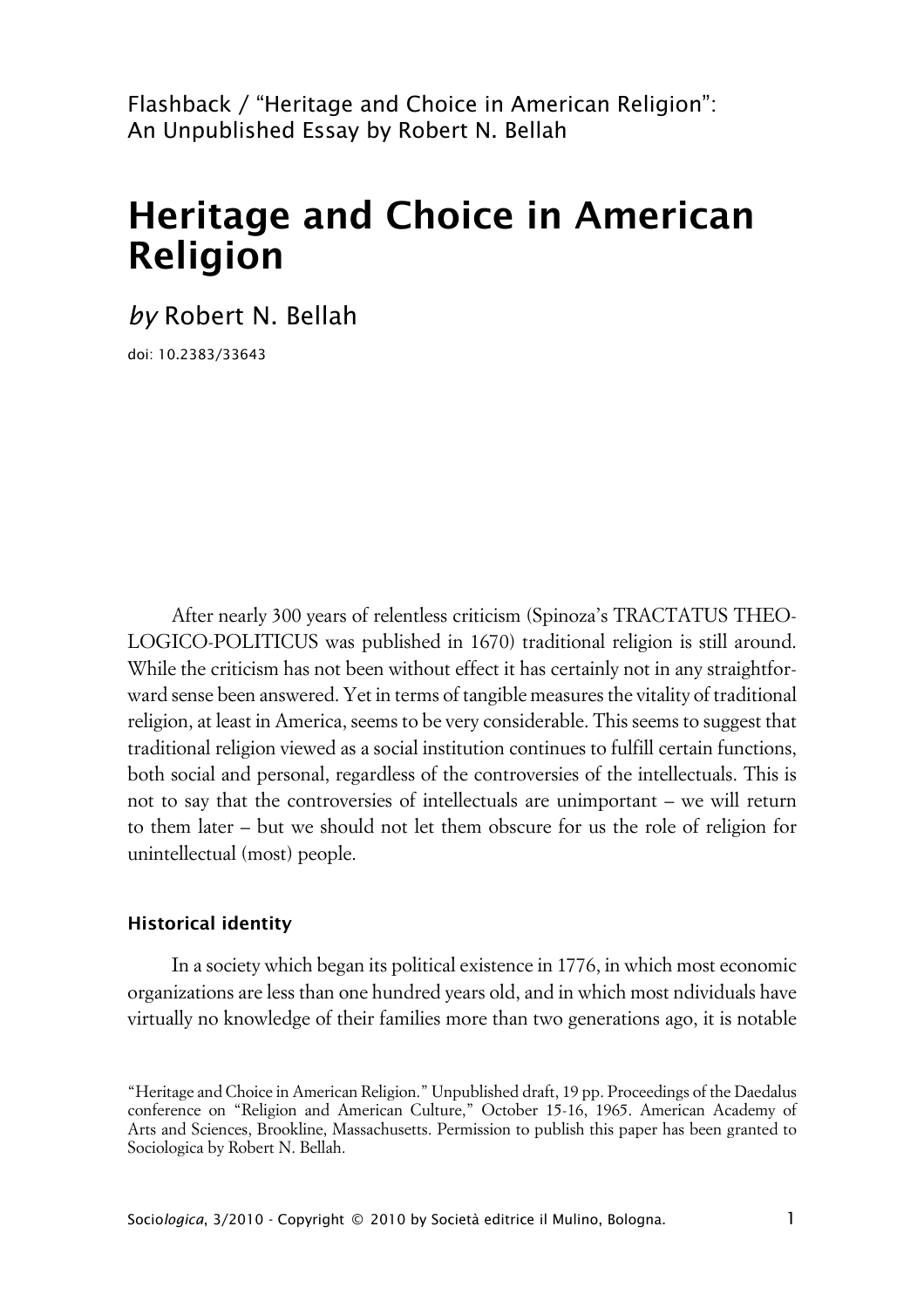Flashback / "Heritage and Choice in American Religion": An Unpublished Essay by Robert N. Bellah

# Heritage and Choice in American Religion

*by* Robert N. Bellah

doi: 10.2383/33643

After nearly 300 years of relentless criticism (Spinoza's TRACTATUS THEOLOGICO-POLITICUS was published in 1670) traditional religion is still around. While the criticism has not been without effect it has certainly not in any straightforward sense been answered. Yet in terms of tangible measures the vitality of traditional religion, at least in America, seems to be very considerable. This seems to suggest that traditional religion viewed as a social institution continues to fulfill certain functions, both social and personal, regardless of the controversies of the intellectuals. This is not to say that the controversies of intellectuals are unimportant – we will return to them later – but we should not let them obscure for us the role of religion for unintellectual (most) people.

### Historical identity

In a society which began its political existence in 1776, in which most economic organizations are less than one hundred years old, and in which most ndividuals have virtually no knowledge of their families more than two generations ago, it is notable

"Heritage and Choice in American Religion." Unpublished draft, 19 pp. Proceedings of the Daedalus conference on "Religion and American Culture," October 15-16, 1965. American Academy of Arts and Sciences, Brookline, Massachusetts. Permission to publish this paper has been granted to Sociologica by Robert N. Bellah.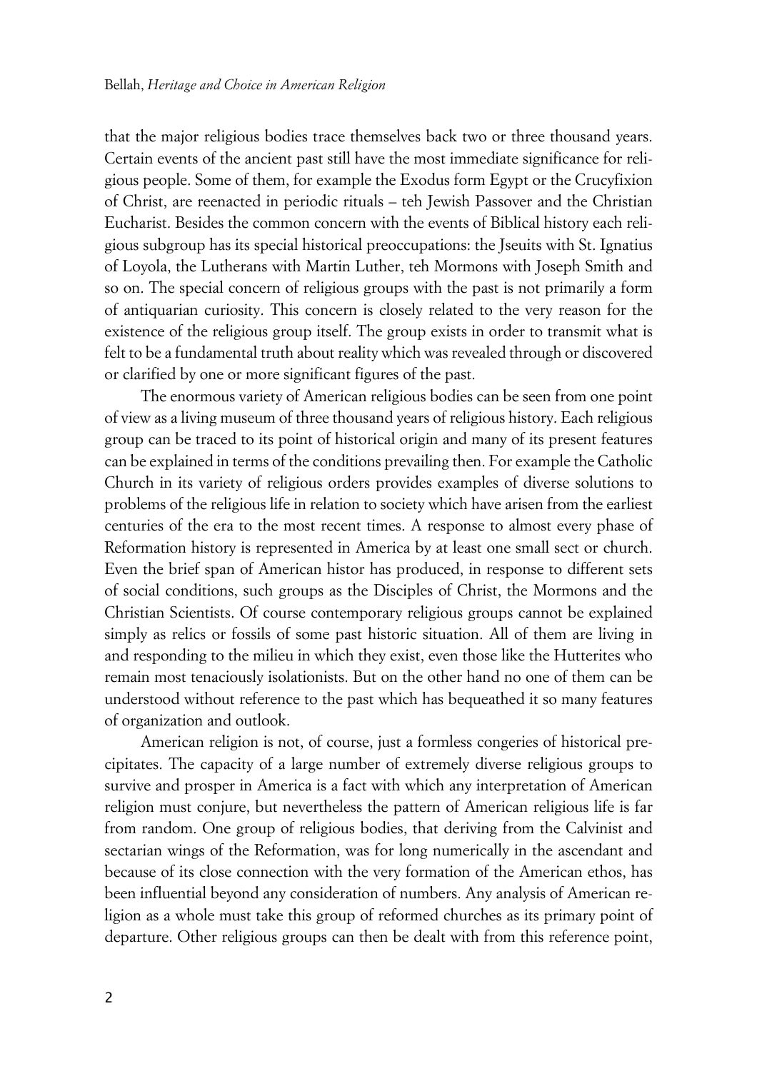that the major religious bodies trace themselves back two or three thousand years. Certain events of the ancient past still have the most immediate significance for religious people. Some of them, for example the Exodus form Egypt or the Crucyfixion of Christ, are reenacted in periodic rituals – teh Jewish Passover and the Christian Eucharist. Besides the common concern with the events of Biblical history each religious subgroup has its special historical preoccupations: the Jseuits with St. Ignatius of Loyola, the Lutherans with Martin Luther, teh Mormons with Joseph Smith and so on. The special concern of religious groups with the past is not primarily a form of antiquarian curiosity. This concern is closely related to the very reason for the existence of the religious group itself. The group exists in order to transmit what is felt to be a fundamental truth about reality which was revealed through or discovered or clarified by one or more significant figures of the past.

The enormous variety of American religious bodies can be seen from one point of view as a living museum of three thousand years of religious history. Each religious group can be traced to its point of historical origin and many of its present features can be explained in terms of the conditions prevailing then. For example the Catholic Church in its variety of religious orders provides examples of diverse solutions to problems of the religious life in relation to society which have arisen from the earliest centuries of the era to the most recent times. A response to almost every phase of Reformation history is represented in America by at least one small sect or church. Even the brief span of American histor has produced, in response to different sets of social conditions, such groups as the Disciples of Christ, the Mormons and the Christian Scientists. Of course contemporary religious groups cannot be explained simply as relics or fossils of some past historic situation. All of them are living in and responding to the milieu in which they exist, even those like the Hutterites who remain most tenaciously isolationists. But on the other hand no one of them can be understood without reference to the past which has bequeathed it so many features of organization and outlook.

American religion is not, of course, just a formless congeries of historical precipitates. The capacity of a large number of extremely diverse religious groups to survive and prosper in America is a fact with which any interpretation of American religion must conjure, but nevertheless the pattern of American religious life is far from random. One group of religious bodies, that deriving from the Calvinist and sectarian wings of the Reformation, was for long numerically in the ascendant and because of its close connection with the very formation of the American ethos, has been influential beyond any consideration of numbers. Any analysis of American religion as a whole must take this group of reformed churches as its primary point of departure. Other religious groups can then be dealt with from this reference point,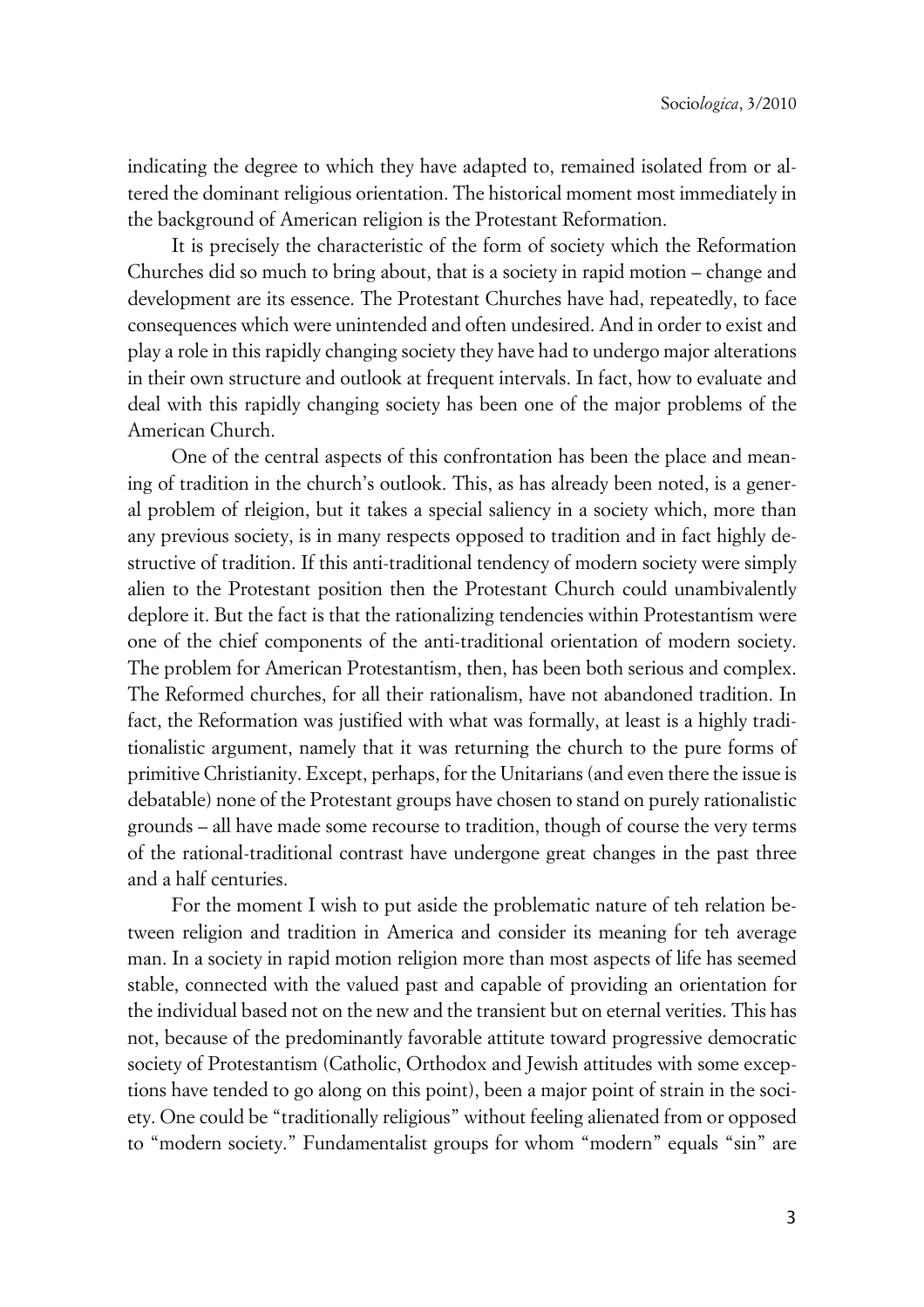indicating the degree to which they have adapted to, remained isolated from or altered the dominant religious orientation. The historical moment most immediately in the background of American religion is the Protestant Reformation.

It is precisely the characteristic of the form of society which the Reformation Churches did so much to bring about, that is a society in rapid motion – change and development are its essence. The Protestant Churches have had, repeatedly, to face consequences which were unintended and often undesired. And in order to exist and play a role in this rapidly changing society they have had to undergo major alterations in their own structure and outlook at frequent intervals. In fact, how to evaluate and deal with this rapidly changing society has been one of the major problems of the American Church.

One of the central aspects of this confrontation has been the place and meaning of tradition in the church's outlook. This, as has already been noted, is a general problem of rleigion, but it takes a special saliency in a society which, more than any previous society, is in many respects opposed to tradition and in fact highly destructive of tradition. If this anti-traditional tendency of modern society were simply alien to the Protestant position then the Protestant Church could unambivalently deplore it. But the fact is that the rationalizing tendencies within Protestantism were one of the chief components of the anti-traditional orientation of modern society. The problem for American Protestantism, then, has been both serious and complex. The Reformed churches, for all their rationalism, have not abandoned tradition. In fact, the Reformation was justified with what was formally, at least is a highly traditionalistic argument, namely that it was returning the church to the pure forms of primitive Christianity. Except, perhaps, for the Unitarians (and even there the issue is debatable) none of the Protestant groups have chosen to stand on purely rationalistic grounds – all have made some recourse to tradition, though of course the very terms of the rational-traditional contrast have undergone great changes in the past three and a half centuries.

For the moment I wish to put aside the problematic nature of teh relation between religion and tradition in America and consider its meaning for teh average man. In a society in rapid motion religion more than most aspects of life has seemed stable, connected with the valued past and capable of providing an orientation for the individual based not on the new and the transient but on eternal verities. This has not, because of the predominantly favorable attitute toward progressive democratic society of Protestantism (Catholic, Orthodox and Jewish attitudes with some exceptions have tended to go along on this point), been a major point of strain in the society. One could be "traditionally religious" without feeling alienated from or opposed to "modern society." Fundamentalist groups for whom "modern" equals "sin" are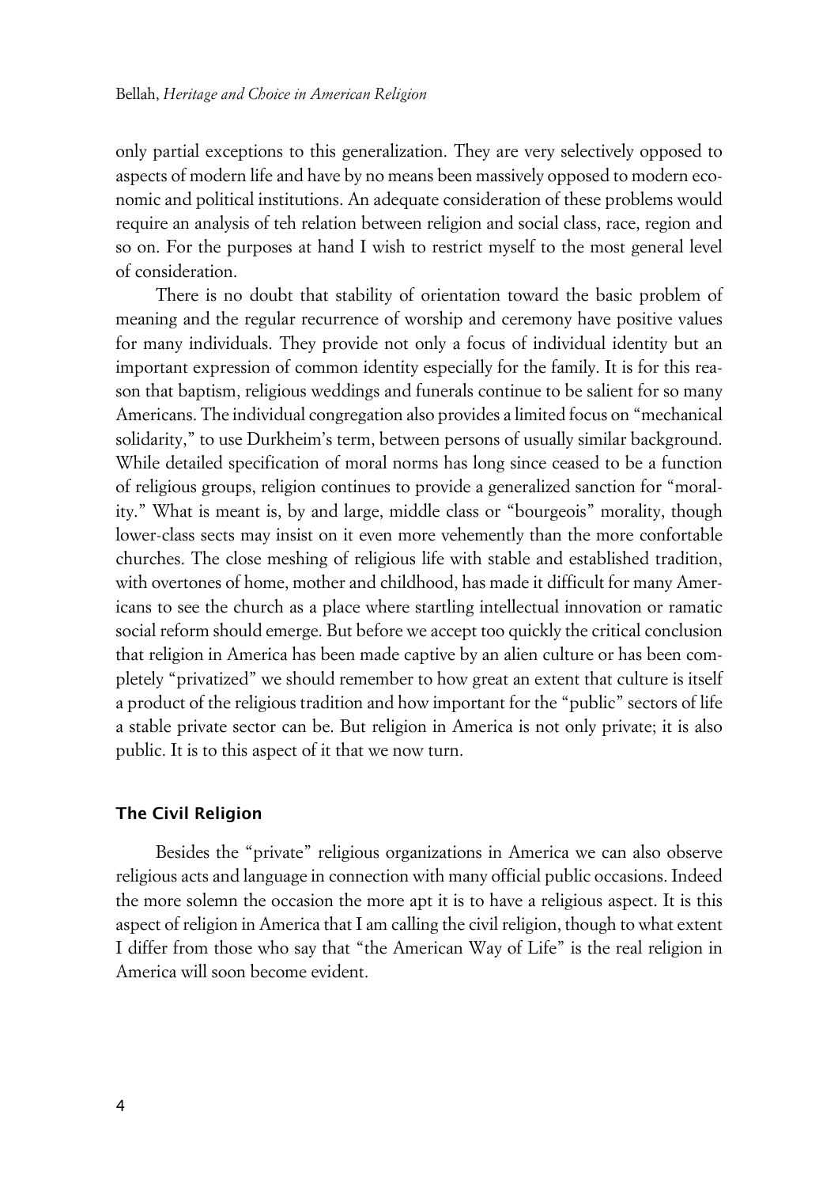only partial exceptions to this generalization. They are very selectively opposed to aspects of modern life and have by no means been massively opposed to modern economic and political institutions. An adequate consideration of these problems would require an analysis of teh relation between religion and social class, race, region and so on. For the purposes at hand I wish to restrict myself to the most general level of consideration.

There is no doubt that stability of orientation toward the basic problem of meaning and the regular recurrence of worship and ceremony have positive values for many individuals. They provide not only a focus of individual identity but an important expression of common identity especially for the family. It is for this reason that baptism, religious weddings and funerals continue to be salient for so many Americans. The individual congregation also provides a limited focus on "mechanical solidarity," to use Durkheim's term, between persons of usually similar background. While detailed specification of moral norms has long since ceased to be a function of religious groups, religion continues to provide a generalized sanction for "morality." What is meant is, by and large, middle class or "bourgeois" morality, though lower-class sects may insist on it even more vehemently than the more confortable churches. The close meshing of religious life with stable and established tradition, with overtones of home, mother and childhood, has made it difficult for many Americans to see the church as a place where startling intellectual innovation or ramatic social reform should emerge. But before we accept too quickly the critical conclusion that religion in America has been made captive by an alien culture or has been completely "privatized" we should remember to how great an extent that culture is itself a product of the religious tradition and how important for the "public" sectors of life a stable private sector can be. But religion in America is not only private; it is also public. It is to this aspect of it that we now turn.

## The Civil Religion

Besides the "private" religious organizations in America we can also observe religious acts and language in connection with many official public occasions. Indeed the more solemn the occasion the more apt it is to have a religious aspect. It is this aspect of religion in America that I am calling the civil religion, though to what extent I differ from those who say that "the American Way of Life" is the real religion in America will soon become evident.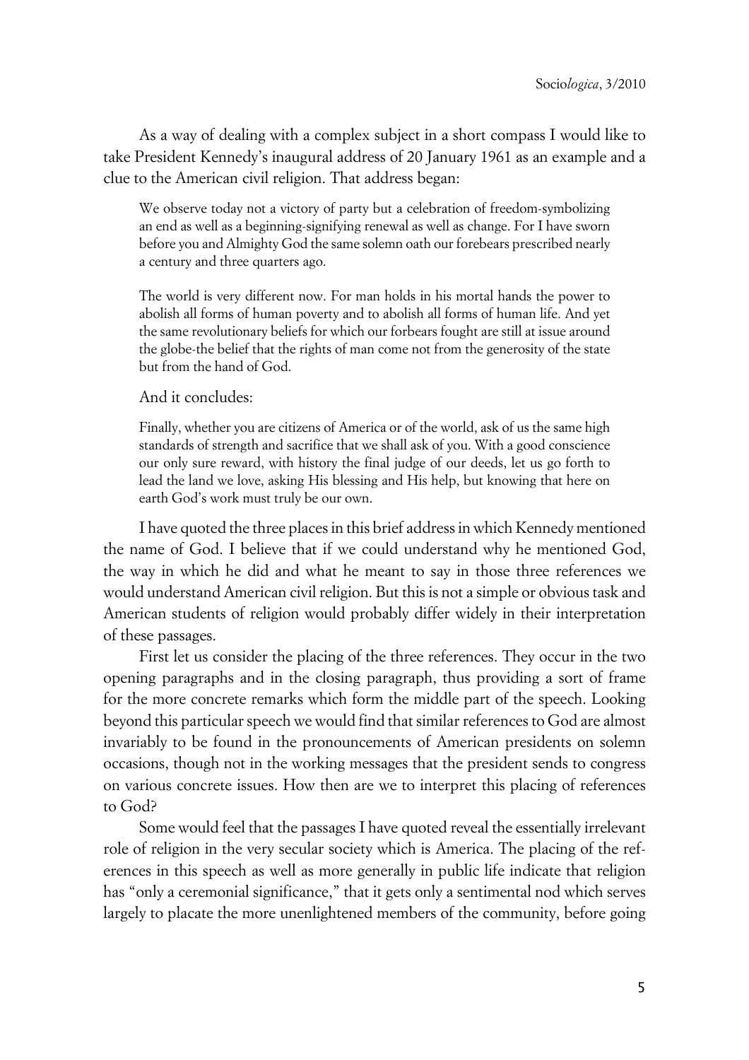As a way of dealing with a complex subject in a short compass I would like to take President Kennedy's inaugural address of 20 January 1961 as an example and a clue to the American civil religion. That address began:

> We observe today not a victory of party but a celebration of freedom-symbolizing an end as well as a beginning-signifying renewal as well as change. For I have sworn before you and Almighty God the same solemn oath our forebears prescribed nearly a century and three quarters ago.
>
> The world is very different now. For man holds in his mortal hands the power to abolish all forms of human poverty and to abolish all forms of human life. And yet the same revolutionary beliefs for which our forbears fought are still at issue around the globe-the belief that the rights of man come not from the generosity of the state but from the hand of God.

And it concludes:

> Finally, whether you are citizens of America or of the world, ask of us the same high standards of strength and sacrifice that we shall ask of you. With a good conscience our only sure reward, with history the final judge of our deeds, let us go forth to lead the land we love, asking His blessing and His help, but knowing that here on earth God's work must truly be our own.

I have quoted the three places in this brief address in which Kennedy mentioned the name of God. I believe that if we could understand why he mentioned God, the way in which he did and what he meant to say in those three references we would understand American civil religion. But this is not a simple or obvious task and American students of religion would probably differ widely in their interpretation of these passages.

First let us consider the placing of the three references. They occur in the two opening paragraphs and in the closing paragraph, thus providing a sort of frame for the more concrete remarks which form the middle part of the speech. Looking beyond this particular speech we would find that similar references to God are almost invariably to be found in the pronouncements of American presidents on solemn occasions, though not in the working messages that the president sends to congress on various concrete issues. How then are we to interpret this placing of references to God?

Some would feel that the passages I have quoted reveal the essentially irrelevant role of religion in the very secular society which is America. The placing of the references in this speech as well as more generally in public life indicate that religion has "only a ceremonial significance," that it gets only a sentimental nod which serves largely to placate the more unenlightened members of the community, before going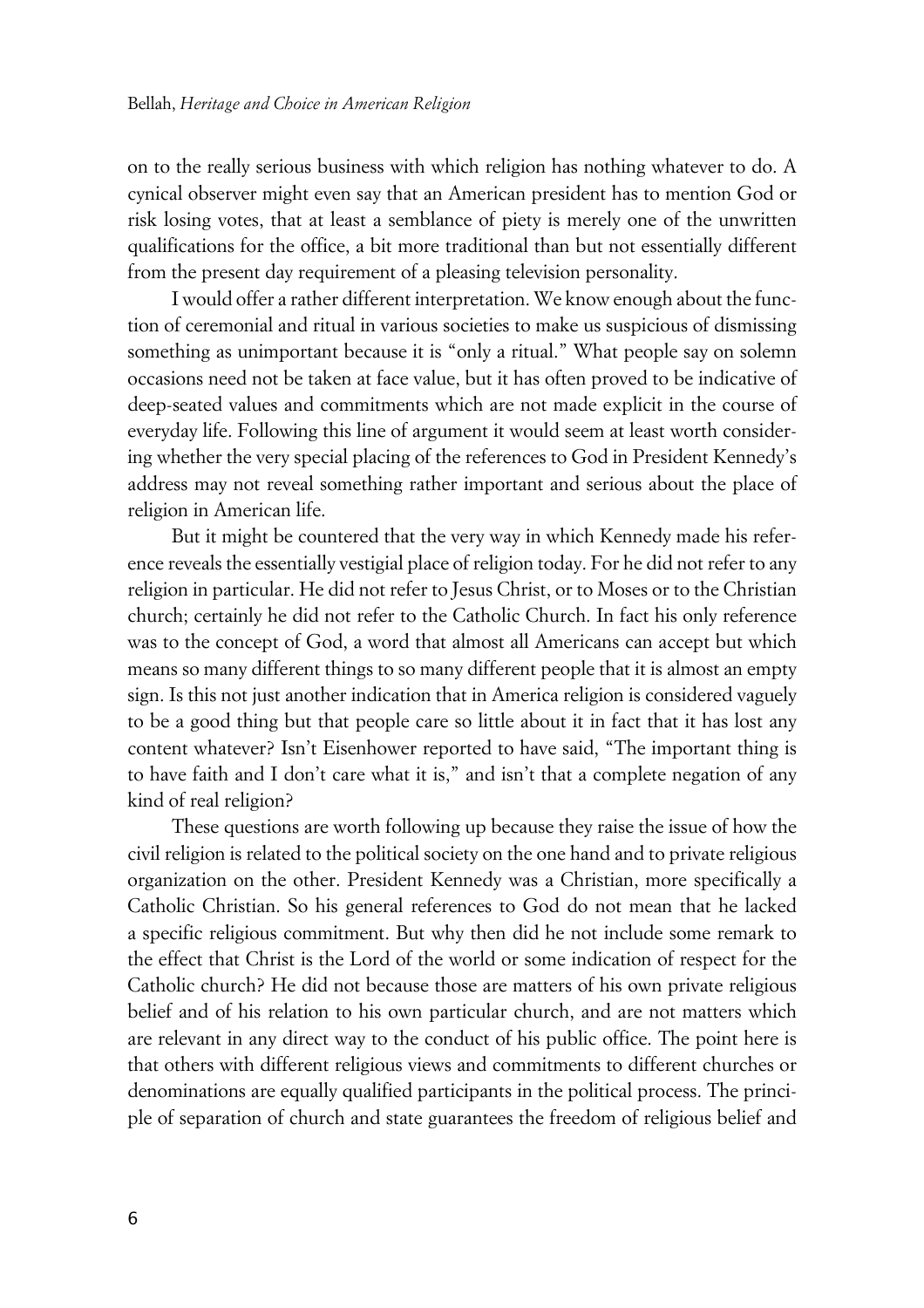on to the really serious business with which religion has nothing whatever to do. A cynical observer might even say that an American president has to mention God or risk losing votes, that at least a semblance of piety is merely one of the unwritten qualifications for the office, a bit more traditional than but not essentially different from the present day requirement of a pleasing television personality.

I would offer a rather different interpretation. We know enough about the function of ceremonial and ritual in various societies to make us suspicious of dismissing something as unimportant because it is "only a ritual." What people say on solemn occasions need not be taken at face value, but it has often proved to be indicative of deep-seated values and commitments which are not made explicit in the course of everyday life. Following this line of argument it would seem at least worth considering whether the very special placing of the references to God in President Kennedy's address may not reveal something rather important and serious about the place of religion in American life.

But it might be countered that the very way in which Kennedy made his reference reveals the essentially vestigial place of religion today. For he did not refer to any religion in particular. He did not refer to Jesus Christ, or to Moses or to the Christian church; certainly he did not refer to the Catholic Church. In fact his only reference was to the concept of God, a word that almost all Americans can accept but which means so many different things to so many different people that it is almost an empty sign. Is this not just another indication that in America religion is considered vaguely to be a good thing but that people care so little about it in fact that it has lost any content whatever? Isn't Eisenhower reported to have said, "The important thing is to have faith and I don't care what it is," and isn't that a complete negation of any kind of real religion?

These questions are worth following up because they raise the issue of how the civil religion is related to the political society on the one hand and to private religious organization on the other. President Kennedy was a Christian, more specifically a Catholic Christian. So his general references to God do not mean that he lacked a specific religious commitment. But why then did he not include some remark to the effect that Christ is the Lord of the world or some indication of respect for the Catholic church? He did not because those are matters of his own private religious belief and of his relation to his own particular church, and are not matters which are relevant in any direct way to the conduct of his public office. The point here is that others with different religious views and commitments to different churches or denominations are equally qualified participants in the political process. The principle of separation of church and state guarantees the freedom of religious belief and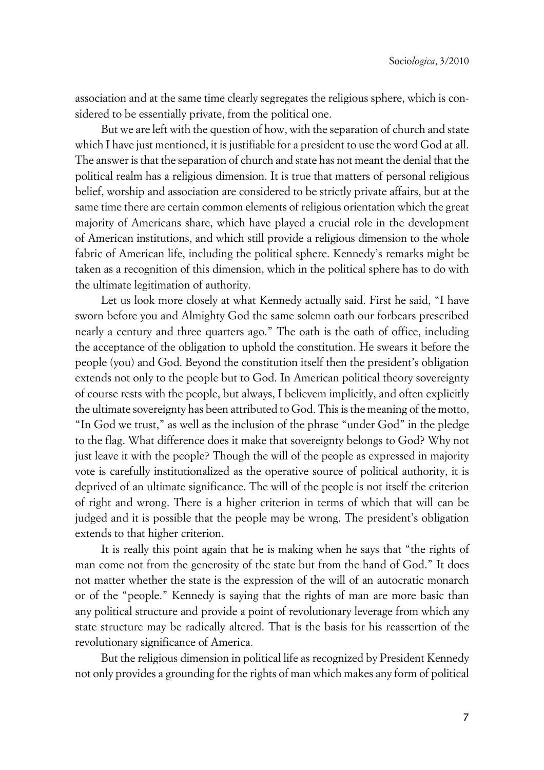association and at the same time clearly segregates the religious sphere, which is considered to be essentially private, from the political one.

But we are left with the question of how, with the separation of church and state which I have just mentioned, it is justifiable for a president to use the word God at all. The answer is that the separation of church and state has not meant the denial that the political realm has a religious dimension. It is true that matters of personal religious belief, worship and association are considered to be strictly private affairs, but at the same time there are certain common elements of religious orientation which the great majority of Americans share, which have played a crucial role in the development of American institutions, and which still provide a religious dimension to the whole fabric of American life, including the political sphere. Kennedy's remarks might be taken as a recognition of this dimension, which in the political sphere has to do with the ultimate legitimation of authority.

Let us look more closely at what Kennedy actually said. First he said, "I have sworn before you and Almighty God the same solemn oath our forbears prescribed nearly a century and three quarters ago." The oath is the oath of office, including the acceptance of the obligation to uphold the constitution. He swears it before the people (you) and God. Beyond the constitution itself then the president's obligation extends not only to the people but to God. In American political theory sovereignty of course rests with the people, but always, I believem implicitly, and often explicitly the ultimate sovereignty has been attributed to God. This is the meaning of the motto, "In God we trust," as well as the inclusion of the phrase "under God" in the pledge to the flag. What difference does it make that sovereignty belongs to God? Why not just leave it with the people? Though the will of the people as expressed in majority vote is carefully institutionalized as the operative source of political authority, it is deprived of an ultimate significance. The will of the people is not itself the criterion of right and wrong. There is a higher criterion in terms of which that will can be judged and it is possible that the people may be wrong. The president's obligation extends to that higher criterion.

It is really this point again that he is making when he says that "the rights of man come not from the generosity of the state but from the hand of God." It does not matter whether the state is the expression of the will of an autocratic monarch or of the "people." Kennedy is saying that the rights of man are more basic than any political structure and provide a point of revolutionary leverage from which any state structure may be radically altered. That is the basis for his reassertion of the revolutionary significance of America.

But the religious dimension in political life as recognized by President Kennedy not only provides a grounding for the rights of man which makes any form of political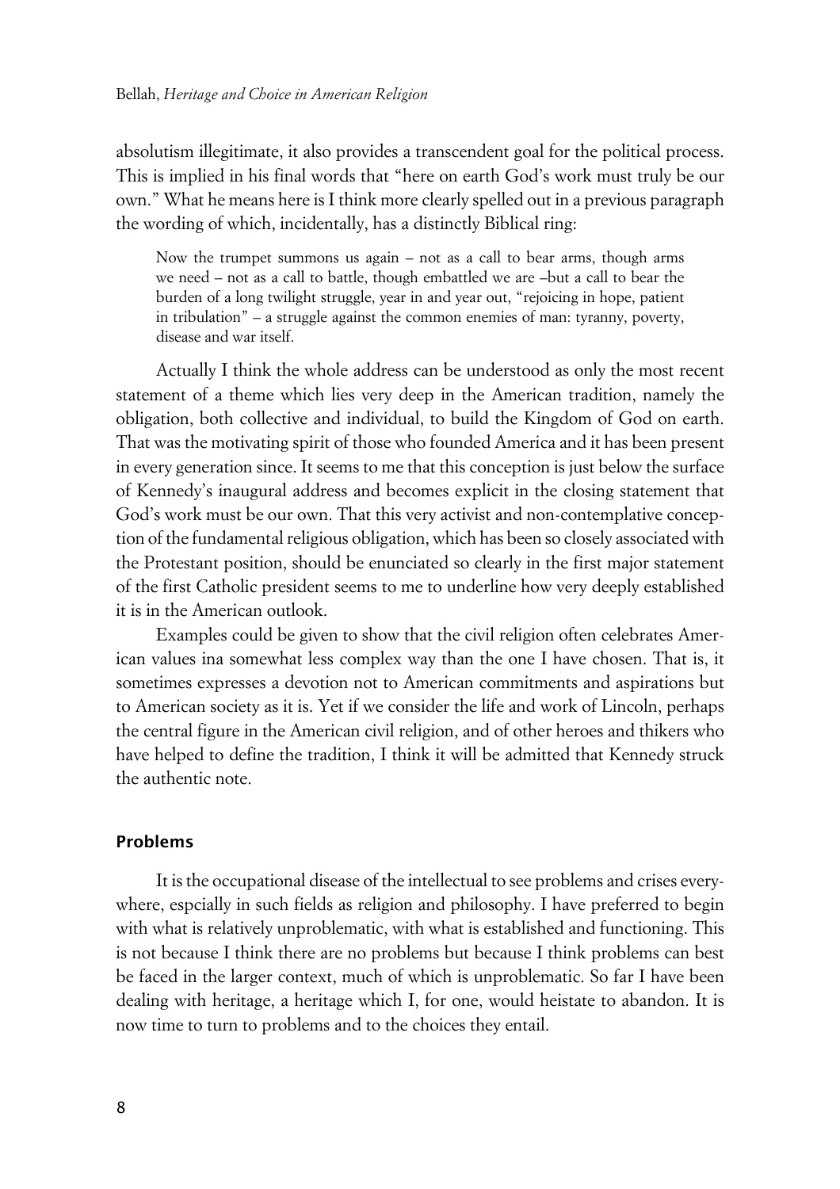absolutism illegitimate, it also provides a transcendent goal for the political process. This is implied in his final words that "here on earth God's work must truly be our own." What he means here is I think more clearly spelled out in a previous paragraph the wording of which, incidentally, has a distinctly Biblical ring:

> Now the trumpet summons us again – not as a call to bear arms, though arms we need – not as a call to battle, though embattled we are –but a call to bear the burden of a long twilight struggle, year in and year out, "rejoicing in hope, patient in tribulation" – a struggle against the common enemies of man: tyranny, poverty, disease and war itself.

Actually I think the whole address can be understood as only the most recent statement of a theme which lies very deep in the American tradition, namely the obligation, both collective and individual, to build the Kingdom of God on earth. That was the motivating spirit of those who founded America and it has been present in every generation since. It seems to me that this conception is just below the surface of Kennedy's inaugural address and becomes explicit in the closing statement that God's work must be our own. That this very activist and non-contemplative conception of the fundamental religious obligation, which has been so closely associated with the Protestant position, should be enunciated so clearly in the first major statement of the first Catholic president seems to me to underline how very deeply established it is in the American outlook.

Examples could be given to show that the civil religion often celebrates American values ina somewhat less complex way than the one I have chosen. That is, it sometimes expresses a devotion not to American commitments and aspirations but to American society as it is. Yet if we consider the life and work of Lincoln, perhaps the central figure in the American civil religion, and of other heroes and thikers who have helped to define the tradition, I think it will be admitted that Kennedy struck the authentic note.

## Problems

It is the occupational disease of the intellectual to see problems and crises everywhere, espcially in such fields as religion and philosophy. I have preferred to begin with what is relatively unproblematic, with what is established and functioning. This is not because I think there are no problems but because I think problems can best be faced in the larger context, much of which is unproblematic. So far I have been dealing with heritage, a heritage which I, for one, would heistate to abandon. It is now time to turn to problems and to the choices they entail.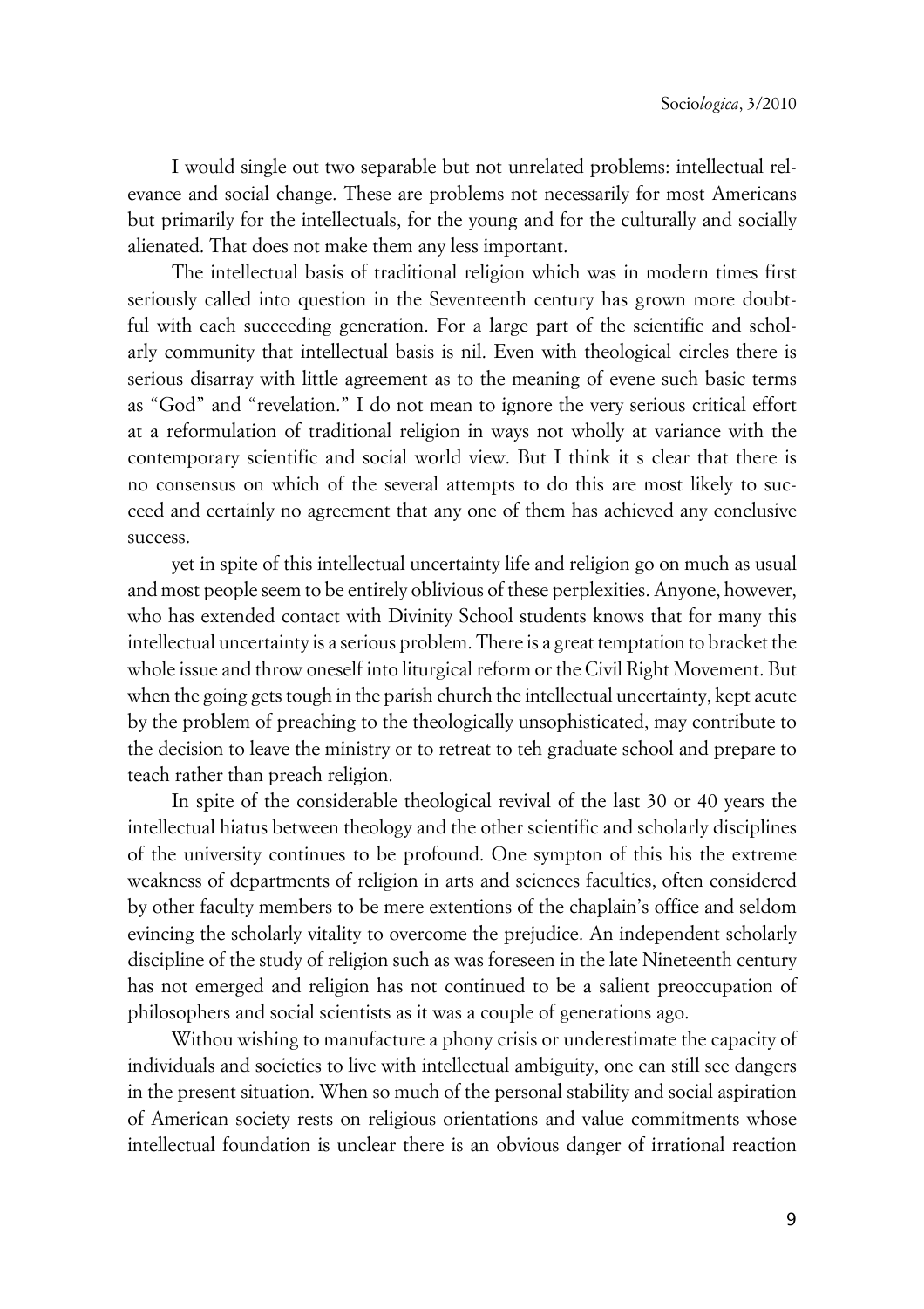I would single out two separable but not unrelated problems: intellectual relevance and social change. These are problems not necessarily for most Americans but primarily for the intellectuals, for the young and for the culturally and socially alienated. That does not make them any less important.

The intellectual basis of traditional religion which was in modern times first seriously called into question in the Seventeenth century has grown more doubtful with each succeeding generation. For a large part of the scientific and scholarly community that intellectual basis is nil. Even with theological circles there is serious disarray with little agreement as to the meaning of evene such basic terms as "God" and "revelation." I do not mean to ignore the very serious critical effort at a reformulation of traditional religion in ways not wholly at variance with the contemporary scientific and social world view. But I think it s clear that there is no consensus on which of the several attempts to do this are most likely to succeed and certainly no agreement that any one of them has achieved any conclusive success.

yet in spite of this intellectual uncertainty life and religion go on much as usual and most people seem to be entirely oblivious of these perplexities. Anyone, however, who has extended contact with Divinity School students knows that for many this intellectual uncertainty is a serious problem. There is a great temptation to bracket the whole issue and throw oneself into liturgical reform or the Civil Right Movement. But when the going gets tough in the parish church the intellectual uncertainty, kept acute by the problem of preaching to the theologically unsophisticated, may contribute to the decision to leave the ministry or to retreat to teh graduate school and prepare to teach rather than preach religion.

In spite of the considerable theological revival of the last 30 or 40 years the intellectual hiatus between theology and the other scientific and scholarly disciplines of the university continues to be profound. One sympton of this his the extreme weakness of departments of religion in arts and sciences faculties, often considered by other faculty members to be mere extentions of the chaplain's office and seldom evincing the scholarly vitality to overcome the prejudice. An independent scholarly discipline of the study of religion such as was foreseen in the late Nineteenth century has not emerged and religion has not continued to be a salient preoccupation of philosophers and social scientists as it was a couple of generations ago.

Withou wishing to manufacture a phony crisis or underestimate the capacity of individuals and societies to live with intellectual ambiguity, one can still see dangers in the present situation. When so much of the personal stability and social aspiration of American society rests on religious orientations and value commitments whose intellectual foundation is unclear there is an obvious danger of irrational reaction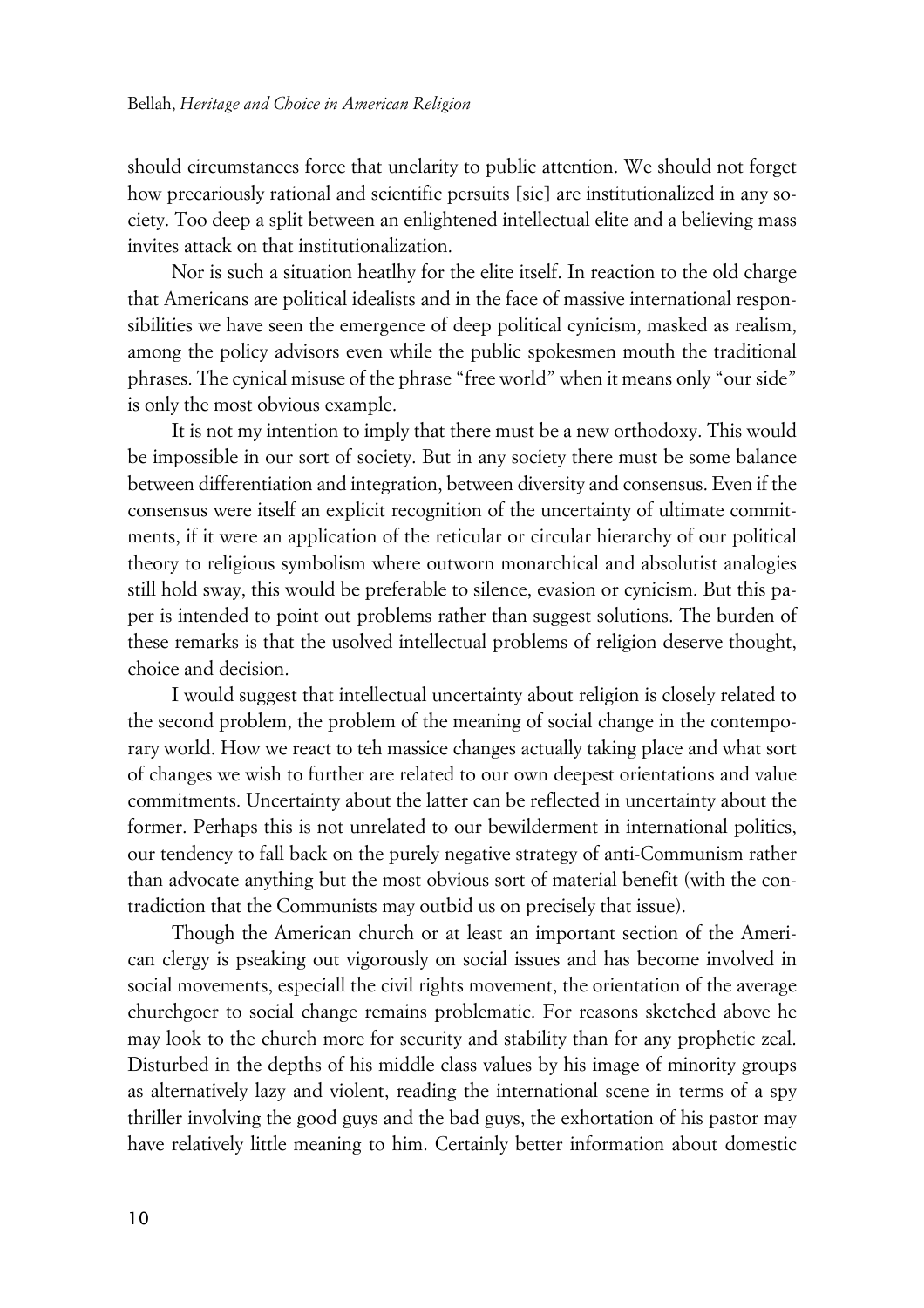should circumstances force that unclarity to public attention. We should not forget how precariously rational and scientific persuits [sic] are institutionalized in any society. Too deep a split between an enlightened intellectual elite and a believing mass invites attack on that institutionalization.

Nor is such a situation heatlhy for the elite itself. In reaction to the old charge that Americans are political idealists and in the face of massive international responsibilities we have seen the emergence of deep political cynicism, masked as realism, among the policy advisors even while the public spokesmen mouth the traditional phrases. The cynical misuse of the phrase "free world" when it means only "our side" is only the most obvious example.

It is not my intention to imply that there must be a new orthodoxy. This would be impossible in our sort of society. But in any society there must be some balance between differentiation and integration, between diversity and consensus. Even if the consensus were itself an explicit recognition of the uncertainty of ultimate commitments, if it were an application of the reticular or circular hierarchy of our political theory to religious symbolism where outworn monarchical and absolutist analogies still hold sway, this would be preferable to silence, evasion or cynicism. But this paper is intended to point out problems rather than suggest solutions. The burden of these remarks is that the usolved intellectual problems of religion deserve thought, choice and decision.

I would suggest that intellectual uncertainty about religion is closely related to the second problem, the problem of the meaning of social change in the contemporary world. How we react to teh massice changes actually taking place and what sort of changes we wish to further are related to our own deepest orientations and value commitments. Uncertainty about the latter can be reflected in uncertainty about the former. Perhaps this is not unrelated to our bewilderment in international politics, our tendency to fall back on the purely negative strategy of anti-Communism rather than advocate anything but the most obvious sort of material benefit (with the contradiction that the Communists may outbid us on precisely that issue).

Though the American church or at least an important section of the American clergy is pseaking out vigorously on social issues and has become involved in social movements, especiall the civil rights movement, the orientation of the average churchgoer to social change remains problematic. For reasons sketched above he may look to the church more for security and stability than for any prophetic zeal. Disturbed in the depths of his middle class values by his image of minority groups as alternatively lazy and violent, reading the international scene in terms of a spy thriller involving the good guys and the bad guys, the exhortation of his pastor may have relatively little meaning to him. Certainly better information about domestic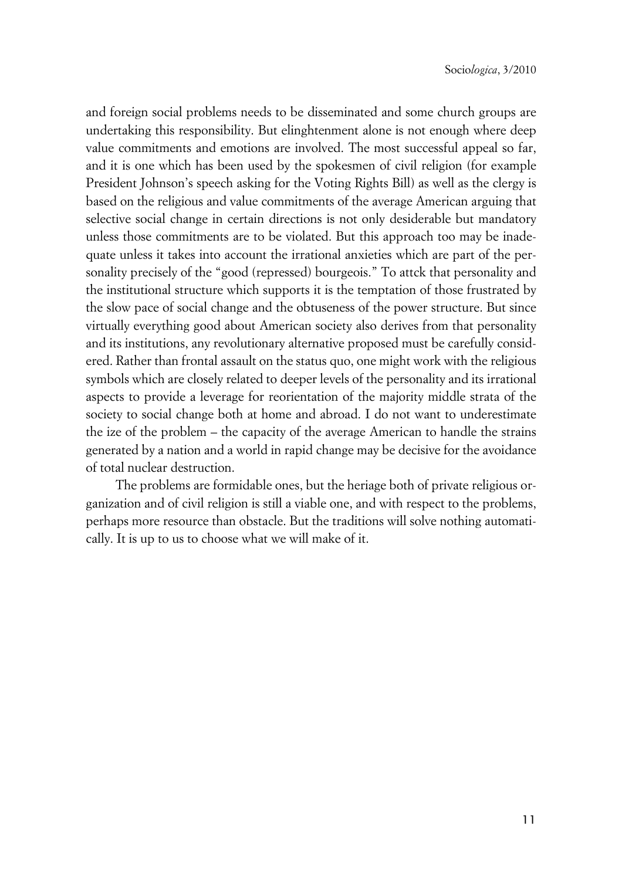and foreign social problems needs to be disseminated and some church groups are undertaking this responsibility. But elinghtenment alone is not enough where deep value commitments and emotions are involved. The most successful appeal so far, and it is one which has been used by the spokesmen of civil religion (for example President Johnson's speech asking for the Voting Rights Bill) as well as the clergy is based on the religious and value commitments of the average American arguing that selective social change in certain directions is not only desiderable but mandatory unless those commitments are to be violated. But this approach too may be inadequate unless it takes into account the irrational anxieties which are part of the personality precisely of the "good (repressed) bourgeois." To attck that personality and the institutional structure which supports it is the temptation of those frustrated by the slow pace of social change and the obtuseness of the power structure. But since virtually everything good about American society also derives from that personality and its institutions, any revolutionary alternative proposed must be carefully considered. Rather than frontal assault on the status quo, one might work with the religious symbols which are closely related to deeper levels of the personality and its irrational aspects to provide a leverage for reorientation of the majority middle strata of the society to social change both at home and abroad. I do not want to underestimate the ize of the problem – the capacity of the average American to handle the strains generated by a nation and a world in rapid change may be decisive for the avoidance of total nuclear destruction.

The problems are formidable ones, but the heriage both of private religious organization and of civil religion is still a viable one, and with respect to the problems, perhaps more resource than obstacle. But the traditions will solve nothing automatically. It is up to us to choose what we will make of it.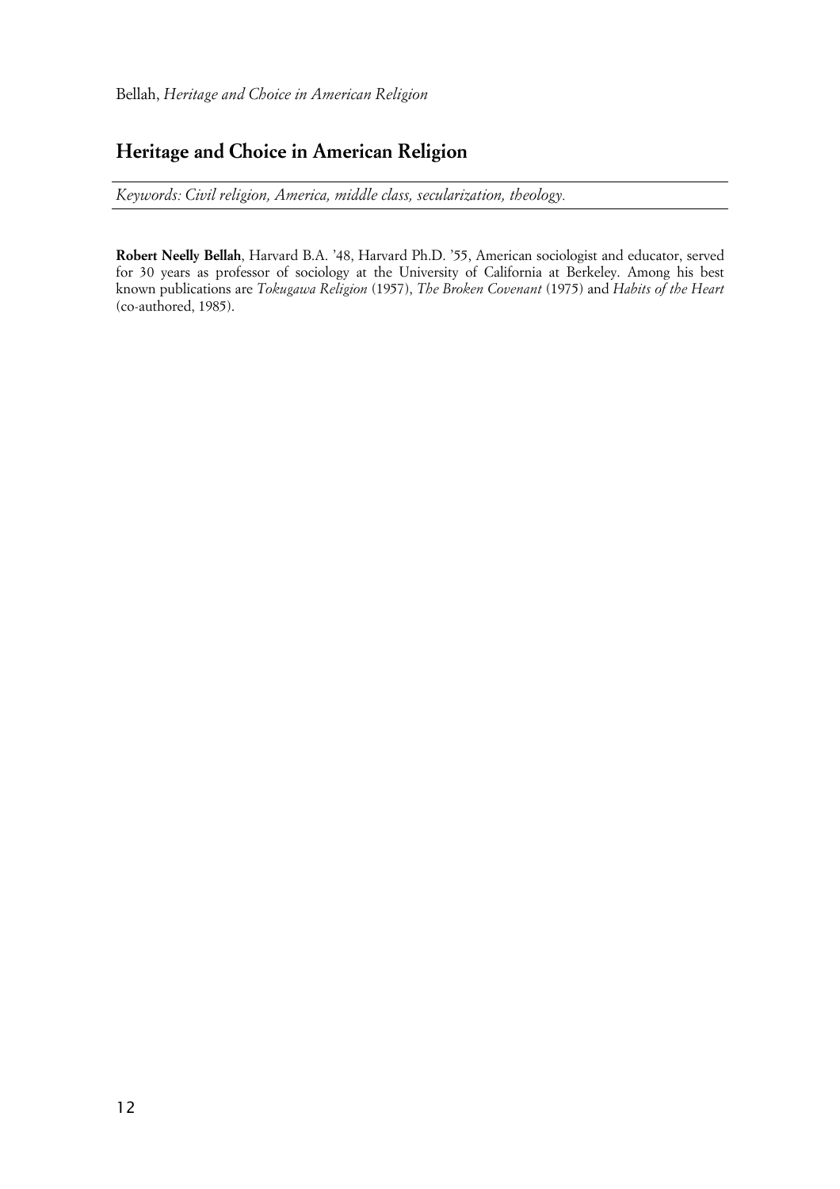## Heritage and Choice in American Religion

*Keywords: Civil religion, America, middle class, secularization, theology.*

**Robert Neelly Bellah**, Harvard B.A. '48, Harvard Ph.D. '55, American sociologist and educator, served for 30 years as professor of sociology at the University of California at Berkeley. Among his best known publications are *Tokugawa Religion* (1957), *The Broken Covenant* (1975) and *Habits of the Heart* (co-authored, 1985).